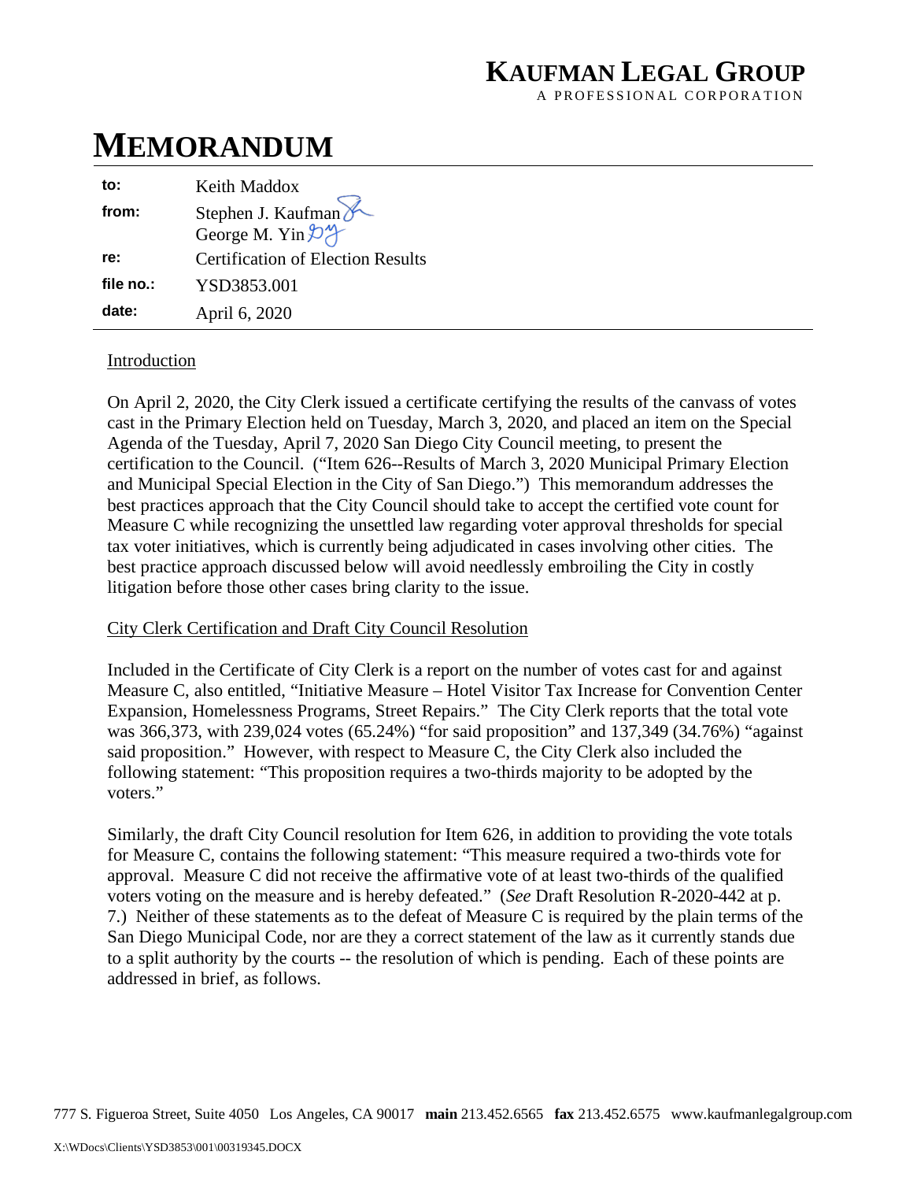**KAUFMAN LEGAL GROUP**
A PROFESSIONAL CORPORATION

# MEMORANDUM

| | |
|---|---|
| **to:** | Keith Maddox |
| **from:** | Stephen J. Kaufman<br>George M. Yin |
| **re:** | Certification of Election Results |
| **file no.:** | YSD3853.001 |
| **date:** | April 6, 2020 |

Introduction

On April 2, 2020, the City Clerk issued a certificate certifying the results of the canvass of votes cast in the Primary Election held on Tuesday, March 3, 2020, and placed an item on the Special Agenda of the Tuesday, April 7, 2020 San Diego City Council meeting, to present the certification to the Council. ("Item 626--Results of March 3, 2020 Municipal Primary Election and Municipal Special Election in the City of San Diego.") This memorandum addresses the best practices approach that the City Council should take to accept the certified vote count for Measure C while recognizing the unsettled law regarding voter approval thresholds for special tax voter initiatives, which is currently being adjudicated in cases involving other cities. The best practice approach discussed below will avoid needlessly embroiling the City in costly litigation before those other cases bring clarity to the issue.

City Clerk Certification and Draft City Council Resolution

Included in the Certificate of City Clerk is a report on the number of votes cast for and against Measure C, also entitled, "Initiative Measure – Hotel Visitor Tax Increase for Convention Center Expansion, Homelessness Programs, Street Repairs." The City Clerk reports that the total vote was 366,373, with 239,024 votes (65.24%) "for said proposition" and 137,349 (34.76%) "against said proposition." However, with respect to Measure C, the City Clerk also included the following statement: "This proposition requires a two-thirds majority to be adopted by the voters."

Similarly, the draft City Council resolution for Item 626, in addition to providing the vote totals for Measure C, contains the following statement: "This measure required a two-thirds vote for approval. Measure C did not receive the affirmative vote of at least two-thirds of the qualified voters voting on the measure and is hereby defeated." (*See* Draft Resolution R-2020-442 at p. 7.) Neither of these statements as to the defeat of Measure C is required by the plain terms of the San Diego Municipal Code, nor are they a correct statement of the law as it currently stands due to a split authority by the courts -- the resolution of which is pending. Each of these points are addressed in brief, as follows.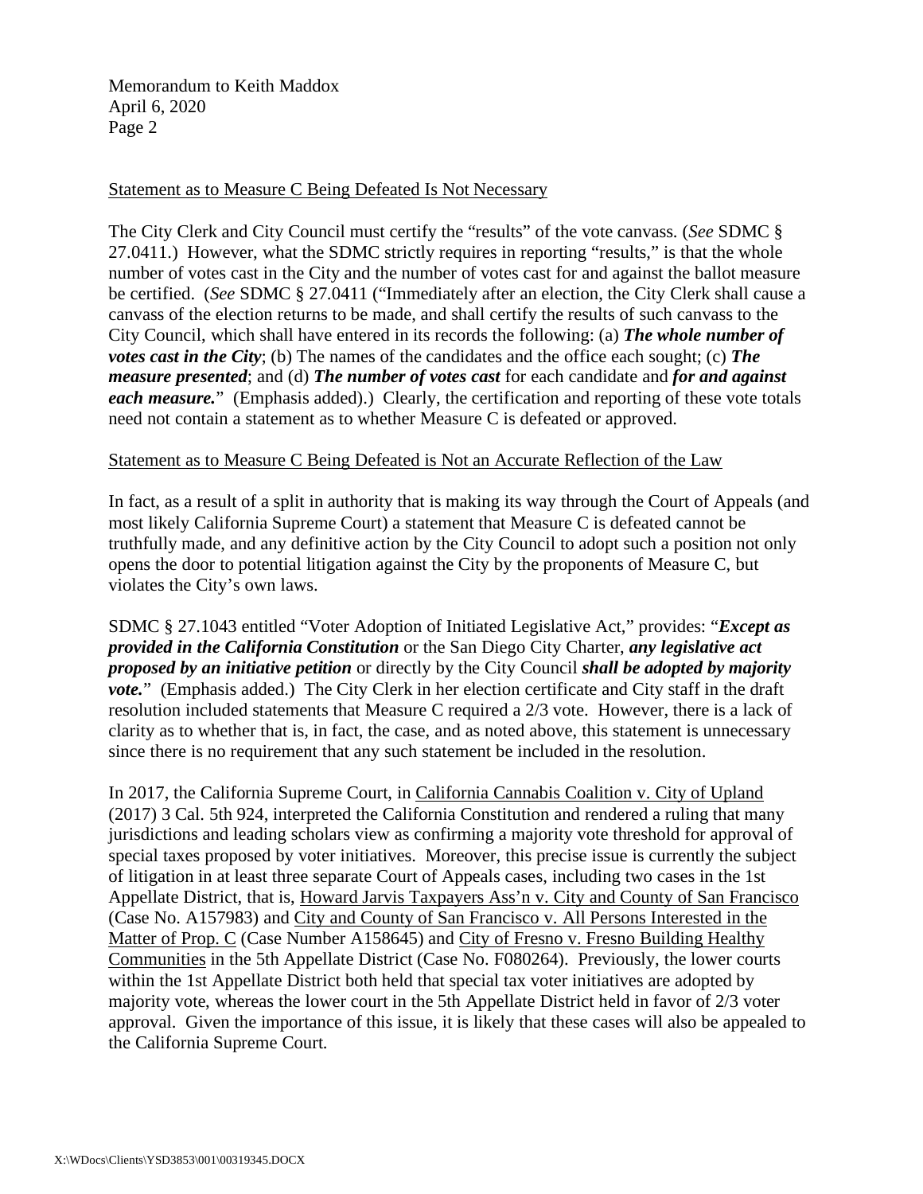Statement as to Measure C Being Defeated Is Not Necessary

The City Clerk and City Council must certify the "results" of the vote canvass. (*See* SDMC § 27.0411.) However, what the SDMC strictly requires in reporting "results," is that the whole number of votes cast in the City and the number of votes cast for and against the ballot measure be certified. (*See* SDMC § 27.0411 ("Immediately after an election, the City Clerk shall cause a canvass of the election returns to be made, and shall certify the results of such canvass to the City Council, which shall have entered in its records the following: (a) ***The whole number of votes cast in the City***; (b) The names of the candidates and the office each sought; (c) ***The measure presented***; and (d) ***The number of votes cast*** for each candidate and ***for and against each measure.***" (Emphasis added).) Clearly, the certification and reporting of these vote totals need not contain a statement as to whether Measure C is defeated or approved.

Statement as to Measure C Being Defeated is Not an Accurate Reflection of the Law

In fact, as a result of a split in authority that is making its way through the Court of Appeals (and most likely California Supreme Court) a statement that Measure C is defeated cannot be truthfully made, and any definitive action by the City Council to adopt such a position not only opens the door to potential litigation against the City by the proponents of Measure C, but violates the City's own laws.

SDMC § 27.1043 entitled "Voter Adoption of Initiated Legislative Act," provides: "***Except as provided in the California Constitution*** or the San Diego City Charter, ***any legislative act proposed by an initiative petition*** or directly by the City Council ***shall be adopted by majority vote.***" (Emphasis added.) The City Clerk in her election certificate and City staff in the draft resolution included statements that Measure C required a 2/3 vote. However, there is a lack of clarity as to whether that is, in fact, the case, and as noted above, this statement is unnecessary since there is no requirement that any such statement be included in the resolution.

In 2017, the California Supreme Court, in California Cannabis Coalition v. City of Upland (2017) 3 Cal. 5th 924, interpreted the California Constitution and rendered a ruling that many jurisdictions and leading scholars view as confirming a majority vote threshold for approval of special taxes proposed by voter initiatives. Moreover, this precise issue is currently the subject of litigation in at least three separate Court of Appeals cases, including two cases in the 1st Appellate District, that is, Howard Jarvis Taxpayers Ass'n v. City and County of San Francisco (Case No. A157983) and City and County of San Francisco v. All Persons Interested in the Matter of Prop. C (Case Number A158645) and City of Fresno v. Fresno Building Healthy Communities in the 5th Appellate District (Case No. F080264). Previously, the lower courts within the 1st Appellate District both held that special tax voter initiatives are adopted by majority vote, whereas the lower court in the 5th Appellate District held in favor of 2/3 voter approval. Given the importance of this issue, it is likely that these cases will also be appealed to the California Supreme Court.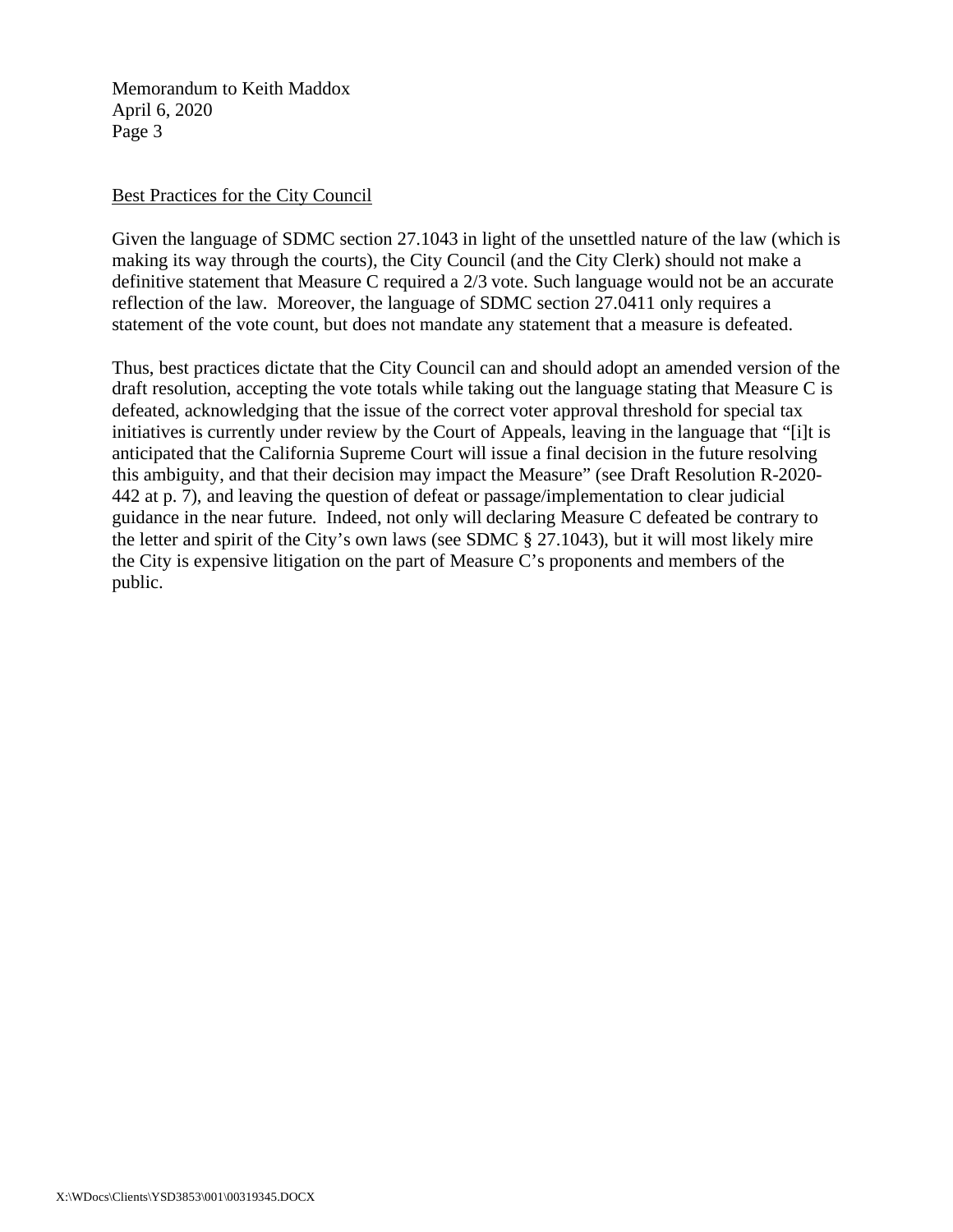Best Practices for the City Council

Given the language of SDMC section 27.1043 in light of the unsettled nature of the law (which is making its way through the courts), the City Council (and the City Clerk) should not make a definitive statement that Measure C required a 2/3 vote. Such language would not be an accurate reflection of the law. Moreover, the language of SDMC section 27.0411 only requires a statement of the vote count, but does not mandate any statement that a measure is defeated.

Thus, best practices dictate that the City Council can and should adopt an amended version of the draft resolution, accepting the vote totals while taking out the language stating that Measure C is defeated, acknowledging that the issue of the correct voter approval threshold for special tax initiatives is currently under review by the Court of Appeals, leaving in the language that "[i]t is anticipated that the California Supreme Court will issue a final decision in the future resolving this ambiguity, and that their decision may impact the Measure" (see Draft Resolution R-2020-442 at p. 7), and leaving the question of defeat or passage/implementation to clear judicial guidance in the near future. Indeed, not only will declaring Measure C defeated be contrary to the letter and spirit of the City's own laws (see SDMC § 27.1043), but it will most likely mire the City is expensive litigation on the part of Measure C's proponents and members of the public.